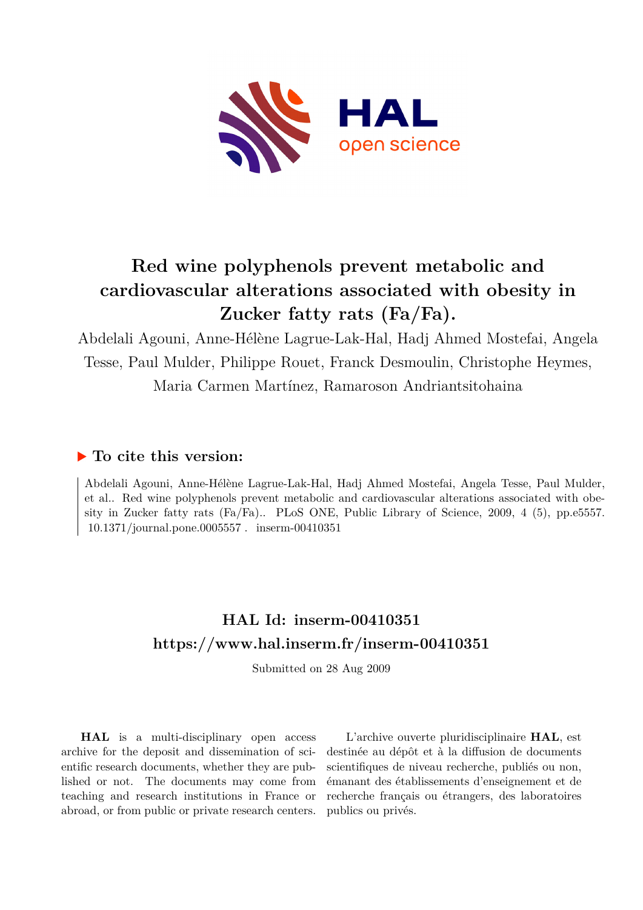# Red wine polyphenols prevent metabolic and cardiovascular alterations associated with obesity in Zucker fatty rats (Fa/Fa).

Abdelali Agouni, Anne-Hélène Lagrue-Lak-Hal, Hadj Ahmed Mostefai, Angela Tesse, Paul Mulder, Philippe Rouet, Franck Desmoulin, Christophe Heymes, Maria Carmen Martínez, Ramaroson Andriantsitohaina

## ▶ To cite this version:

Abdelali Agouni, Anne-Hélène Lagrue-Lak-Hal, Hadj Ahmed Mostefai, Angela Tesse, Paul Mulder, et al.. Red wine polyphenols prevent metabolic and cardiovascular alterations associated with obesity in Zucker fatty rats (Fa/Fa).. PLoS ONE, Public Library of Science, 2009, 4 (5), pp.e5557. 10.1371/journal.pone.0005557 . inserm-00410351

## HAL Id: inserm-00410351
## https://www.hal.inserm.fr/inserm-00410351

Submitted on 28 Aug 2009

**HAL** is a multi-disciplinary open access archive for the deposit and dissemination of scientific research documents, whether they are published or not. The documents may come from teaching and research institutions in France or abroad, or from public or private research centers.

L'archive ouverte pluridisciplinaire **HAL**, est destinée au dépôt et à la diffusion de documents scientifiques de niveau recherche, publiés ou non, émanant des établissements d'enseignement et de recherche français ou étrangers, des laboratoires publics ou privés.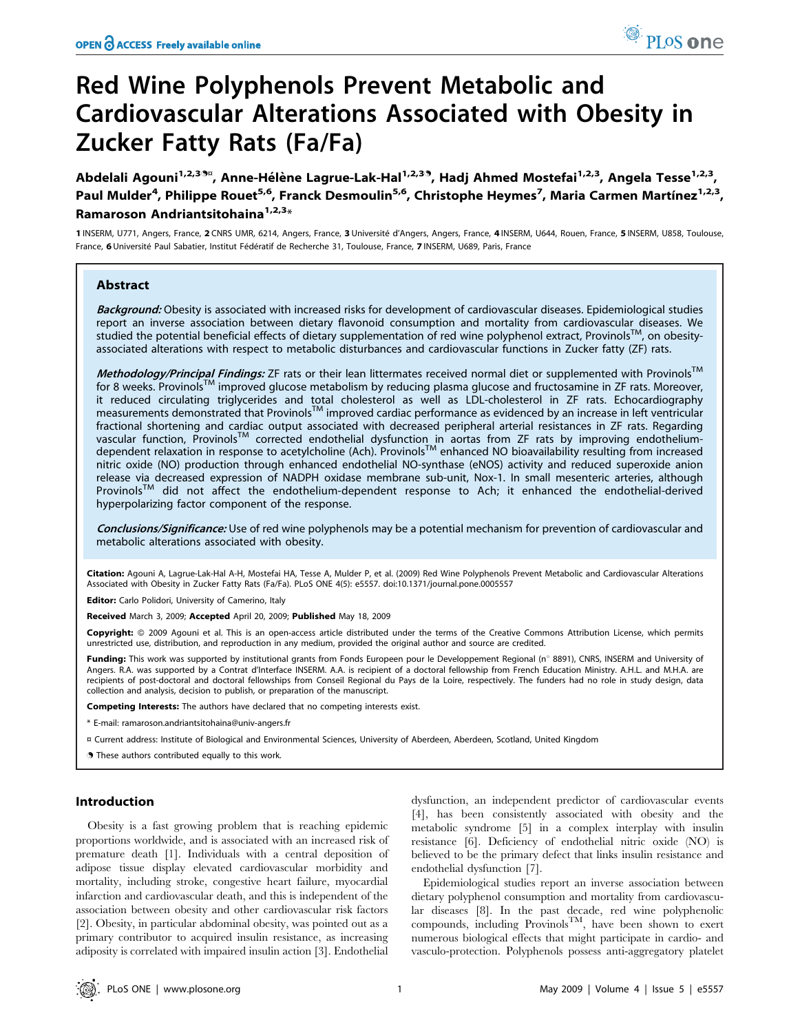# Red Wine Polyphenols Prevent Metabolic and Cardiovascular Alterations Associated with Obesity in Zucker Fatty Rats (Fa/Fa)

**Abdelali Agouni[1,2,3¶¤], Anne-Hélène Lagrue-Lak-Hal[1,2,3¶], Hadj Ahmed Mostefai[1,2,3], Angela Tesse[1,2,3], Paul Mulder[4], Philippe Rouet[5,6], Franck Desmoulin[5,6], Christophe Heymes[7], Maria Carmen Martínez[1,2,3], Ramaroson Andriantsitohaina[1,2,3]***

1 INSERM, U771, Angers, France, 2 CNRS UMR, 6214, Angers, France, 3 Université d'Angers, Angers, France, 4 INSERM, U644, Rouen, France, 5 INSERM, U858, Toulouse, France, 6 Université Paul Sabatier, Institut Fédératif de Recherche 31, Toulouse, France, 7 INSERM, U689, Paris, France

## Abstract

***Background:*** Obesity is associated with increased risks for development of cardiovascular diseases. Epidemiological studies report an inverse association between dietary flavonoid consumption and mortality from cardiovascular diseases. We studied the potential beneficial effects of dietary supplementation of red wine polyphenol extract, Provinols™, on obesity-associated alterations with respect to metabolic disturbances and cardiovascular functions in Zucker fatty (ZF) rats.

***Methodology/Principal Findings:*** ZF rats or their lean littermates received normal diet or supplemented with Provinols™ for 8 weeks. Provinols™ improved glucose metabolism by reducing plasma glucose and fructosamine in ZF rats. Moreover, it reduced circulating triglycerides and total cholesterol as well as LDL-cholesterol in ZF rats. Echocardiography measurements demonstrated that Provinols™ improved cardiac performance as evidenced by an increase in left ventricular fractional shortening and cardiac output associated with decreased peripheral arterial resistances in ZF rats. Regarding vascular function, Provinols™ corrected endothelial dysfunction in aortas from ZF rats by improving endothelium-dependent relaxation in response to acetylcholine (Ach). Provinols™ enhanced NO bioavailability resulting from increased nitric oxide (NO) production through enhanced endothelial NO-synthase (eNOS) activity and reduced superoxide anion release via decreased expression of NADPH oxidase membrane sub-unit, Nox-1. In small mesenteric arteries, although Provinols™ did not affect the endothelium-dependent response to Ach; it enhanced the endothelial-derived hyperpolarizing factor component of the response.

***Conclusions/Significance:*** Use of red wine polyphenols may be a potential mechanism for prevention of cardiovascular and metabolic alterations associated with obesity.

**Citation:** Agouni A, Lagrue-Lak-Hal A-H, Mostefai HA, Tesse A, Mulder P, et al. (2009) Red Wine Polyphenols Prevent Metabolic and Cardiovascular Alterations Associated with Obesity in Zucker Fatty Rats (Fa/Fa). PLoS ONE 4(5): e5557. doi:10.1371/journal.pone.0005557

**Editor:** Carlo Polidori, University of Camerino, Italy

**Received** March 3, 2009; **Accepted** April 20, 2009; **Published** May 18, 2009

**Copyright:** © 2009 Agouni et al. This is an open-access article distributed under the terms of the Creative Commons Attribution License, which permits unrestricted use, distribution, and reproduction in any medium, provided the original author and source are credited.

**Funding:** This work was supported by institutional grants from Fonds Europeen pour le Developpement Regional (n° 8891), CNRS, INSERM and University of Angers. R.A. was supported by a Contrat d'Interface INSERM. A.A. is recipient of a doctoral fellowship from French Education Ministry. A.H.L. and M.H.A. are recipients of post-doctoral and doctoral fellowships from Conseil Regional du Pays de la Loire, respectively. The funders had no role in study design, data collection and analysis, decision to publish, or preparation of the manuscript.

**Competing Interests:** The authors have declared that no competing interests exist.

\* E-mail: ramaroson.andriantsitohaina@univ-angers.fr

¤ Current address: Institute of Biological and Environmental Sciences, University of Aberdeen, Aberdeen, Scotland, United Kingdom

¶ These authors contributed equally to this work.

## Introduction

Obesity is a fast growing problem that is reaching epidemic proportions worldwide, and is associated with an increased risk of premature death [1]. Individuals with a central deposition of adipose tissue display elevated cardiovascular morbidity and mortality, including stroke, congestive heart failure, myocardial infarction and cardiovascular death, and this is independent of the association between obesity and other cardiovascular risk factors [2]. Obesity, in particular abdominal obesity, was pointed out as a primary contributor to acquired insulin resistance, as increasing adiposity is correlated with impaired insulin action [3]. Endothelial dysfunction, an independent predictor of cardiovascular events [4], has been consistently associated with obesity and the metabolic syndrome [5] in a complex interplay with insulin resistance [6]. Deficiency of endothelial nitric oxide (NO) is believed to be the primary defect that links insulin resistance and endothelial dysfunction [7].

Epidemiological studies report an inverse association between dietary polyphenol consumption and mortality from cardiovascular diseases [8]. In the past decade, red wine polyphenolic compounds, including Provinols™, have been shown to exert numerous biological effects that might participate in cardio- and vasculo-protection. Polyphenols possess anti-aggregatory platelet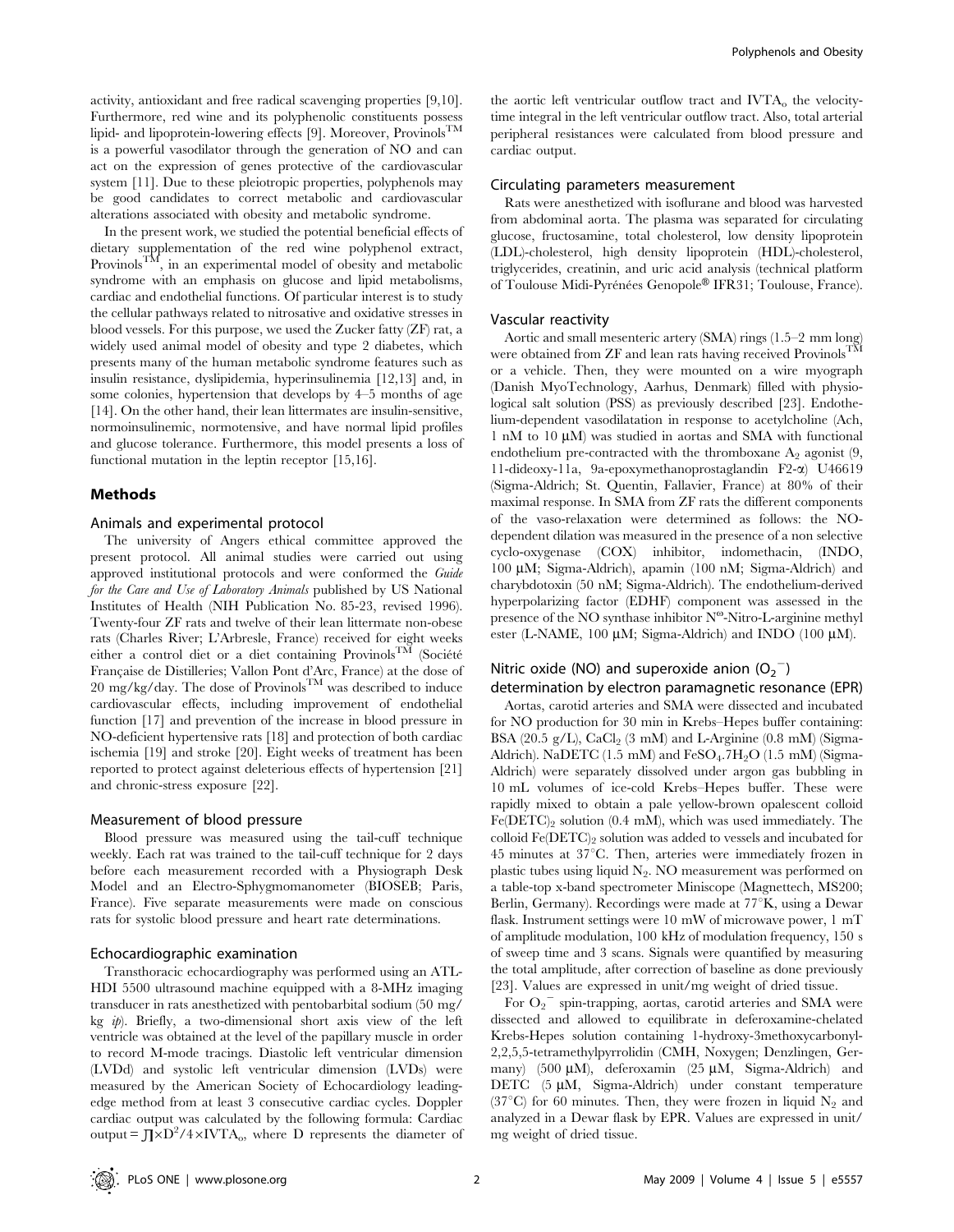activity, antioxidant and free radical scavenging properties [9,10]. Furthermore, red wine and its polyphenolic constituents possess lipid- and lipoprotein-lowering effects [9]. Moreover, Provinols™ is a powerful vasodilator through the generation of NO and can act on the expression of genes protective of the cardiovascular system [11]. Due to these pleiotropic properties, polyphenols may be good candidates to correct metabolic and cardiovascular alterations associated with obesity and metabolic syndrome.

In the present work, we studied the potential beneficial effects of dietary supplementation of the red wine polyphenol extract, Provinols™, in an experimental model of obesity and metabolic syndrome with an emphasis on glucose and lipid metabolisms, cardiac and endothelial functions. Of particular interest is to study the cellular pathways related to nitrosative and oxidative stresses in blood vessels. For this purpose, we used the Zucker fatty (ZF) rat, a widely used animal model of obesity and type 2 diabetes, which presents many of the human metabolic syndrome features such as insulin resistance, dyslipidemia, hyperinsulinemia [12,13] and, in some colonies, hypertension that develops by 4–5 months of age [14]. On the other hand, their lean littermates are insulin-sensitive, normoinsulinemic, normotensive, and have normal lipid profiles and glucose tolerance. Furthermore, this model presents a loss of functional mutation in the leptin receptor [15,16].

## Methods

### Animals and experimental protocol

The university of Angers ethical committee approved the present protocol. All animal studies were carried out using approved institutional protocols and were conformed the *Guide for the Care and Use of Laboratory Animals* published by US National Institutes of Health (NIH Publication No. 85-23, revised 1996). Twenty-four ZF rats and twelve of their lean littermate non-obese rats (Charles River; L'Arbresle, France) received for eight weeks either a control diet or a diet containing Provinols™ (Société Française de Distilleries; Vallon Pont d'Arc, France) at the dose of 20 mg/kg/day. The dose of Provinols™ was described to induce cardiovascular effects, including improvement of endothelial function [17] and prevention of the increase in blood pressure in NO-deficient hypertensive rats [18] and protection of both cardiac ischemia [19] and stroke [20]. Eight weeks of treatment has been reported to protect against deleterious effects of hypertension [21] and chronic-stress exposure [22].

### Measurement of blood pressure

Blood pressure was measured using the tail-cuff technique weekly. Each rat was trained to the tail-cuff technique for 2 days before each measurement recorded with a Physiograph Desk Model and an Electro-Sphygmomanometer (BIOSEB; Paris, France). Five separate measurements were made on conscious rats for systolic blood pressure and heart rate determinations.

### Echocardiographic examination

Transthoracic echocardiography was performed using an ATL-HDI 5500 ultrasound machine equipped with a 8-MHz imaging transducer in rats anesthetized with pentobarbital sodium (50 mg/kg *ip*). Briefly, a two-dimensional short axis view of the left ventricle was obtained at the level of the papillary muscle in order to record M-mode tracings. Diastolic left ventricular dimension (LVDd) and systolic left ventricular dimension (LVDs) were measured by the American Society of Echocardiology leading-edge method from at least 3 consecutive cardiac cycles. Doppler cardiac output was calculated by the following formula: Cardiac output $= \pi \times D^2/4 \times IVTA_o$, where D represents the diameter of the aortic left ventricular outflow tract and $IVTA_o$ the velocity-time integral in the left ventricular outflow tract. Also, total arterial peripheral resistances were calculated from blood pressure and cardiac output.

### Circulating parameters measurement

Rats were anesthetized with isoflurane and blood was harvested from abdominal aorta. The plasma was separated for circulating glucose, fructosamine, total cholesterol, low density lipoprotein (LDL)-cholesterol, high density lipoprotein (HDL)-cholesterol, triglycerides, creatinin, and uric acid analysis (technical platform of Toulouse Midi-Pyrénées Genopole® IFR31; Toulouse, France).

### Vascular reactivity

Aortic and small mesenteric artery (SMA) rings (1.5–2 mm long) were obtained from ZF and lean rats having received Provinols™ or a vehicle. Then, they were mounted on a wire myograph (Danish MyoTechnology, Aarhus, Denmark) filled with physiological salt solution (PSS) as previously described [23]. Endothelium-dependent vasodilatation in response to acetylcholine (Ach, 1 nM to 10 µM) was studied in aortas and SMA with functional endothelium pre-contracted with the thromboxane $A_2$ agonist (9, 11-dideoxy-11a, 9a-epoxymethanoprostaglandin F2-α) U46619 (Sigma-Aldrich; St. Quentin, Fallavier, France) at 80% of their maximal response. In SMA from ZF rats the different components of the vaso-relaxation were determined as follows: the NO-dependent dilation was measured in the presence of a non selective cyclo-oxygenase (COX) inhibitor, indomethacin, (INDO, 100 µM; Sigma-Aldrich), apamin (100 nM; Sigma-Aldrich) and charybdotoxin (50 nM; Sigma-Aldrich). The endothelium-derived hyperpolarizing factor (EDHF) component was assessed in the presence of the NO synthase inhibitor $N^{\omega}$-Nitro-L-arginine methyl ester (L-NAME, 100 µM; Sigma-Aldrich) and INDO (100 µM).

### Nitric oxide (NO) and superoxide anion ($O_2^-$) determination by electron paramagnetic resonance (EPR)

Aortas, carotid arteries and SMA were dissected and incubated for NO production for 30 min in Krebs–Hepes buffer containing: BSA (20.5 g/L), $CaCl_2$ (3 mM) and L-Arginine (0.8 mM) (Sigma-Aldrich). NaDETC (1.5 mM) and $FeSO_4.7H_2O$ (1.5 mM) (Sigma-Aldrich) were separately dissolved under argon gas bubbling in 10 mL volumes of ice-cold Krebs–Hepes buffer. These were rapidly mixed to obtain a pale yellow-brown opalescent colloid $Fe(DETC)_2$ solution (0.4 mM), which was used immediately. The colloid $Fe(DETC)_2$ solution was added to vessels and incubated for 45 minutes at 37°C. Then, arteries were immediately frozen in plastic tubes using liquid $N_2$. NO measurement was performed on a table-top x-band spectrometer Miniscope (Magnettech, MS200; Berlin, Germany). Recordings were made at 77°K, using a Dewar flask. Instrument settings were 10 mW of microwave power, 1 mT of amplitude modulation, 100 kHz of modulation frequency, 150 s of sweep time and 3 scans. Signals were quantified by measuring the total amplitude, after correction of baseline as done previously [23]. Values are expressed in unit/mg weight of dried tissue.

For $O_2^-$ spin-trapping, aortas, carotid arteries and SMA were dissected and allowed to equilibrate in deferoxamine-chelated Krebs-Hepes solution containing 1-hydroxy-3methoxycarbonyl-2,2,5,5-tetramethylpyrrolidin (CMH, Noxygen; Denzlingen, Germany) (500 µM), deferoxamin (25 µM, Sigma-Aldrich) and DETC (5 µM, Sigma-Aldrich) under constant temperature (37°C) for 60 minutes. Then, they were frozen in liquid $N_2$ and analyzed in a Dewar flask by EPR. Values are expressed in unit/mg weight of dried tissue.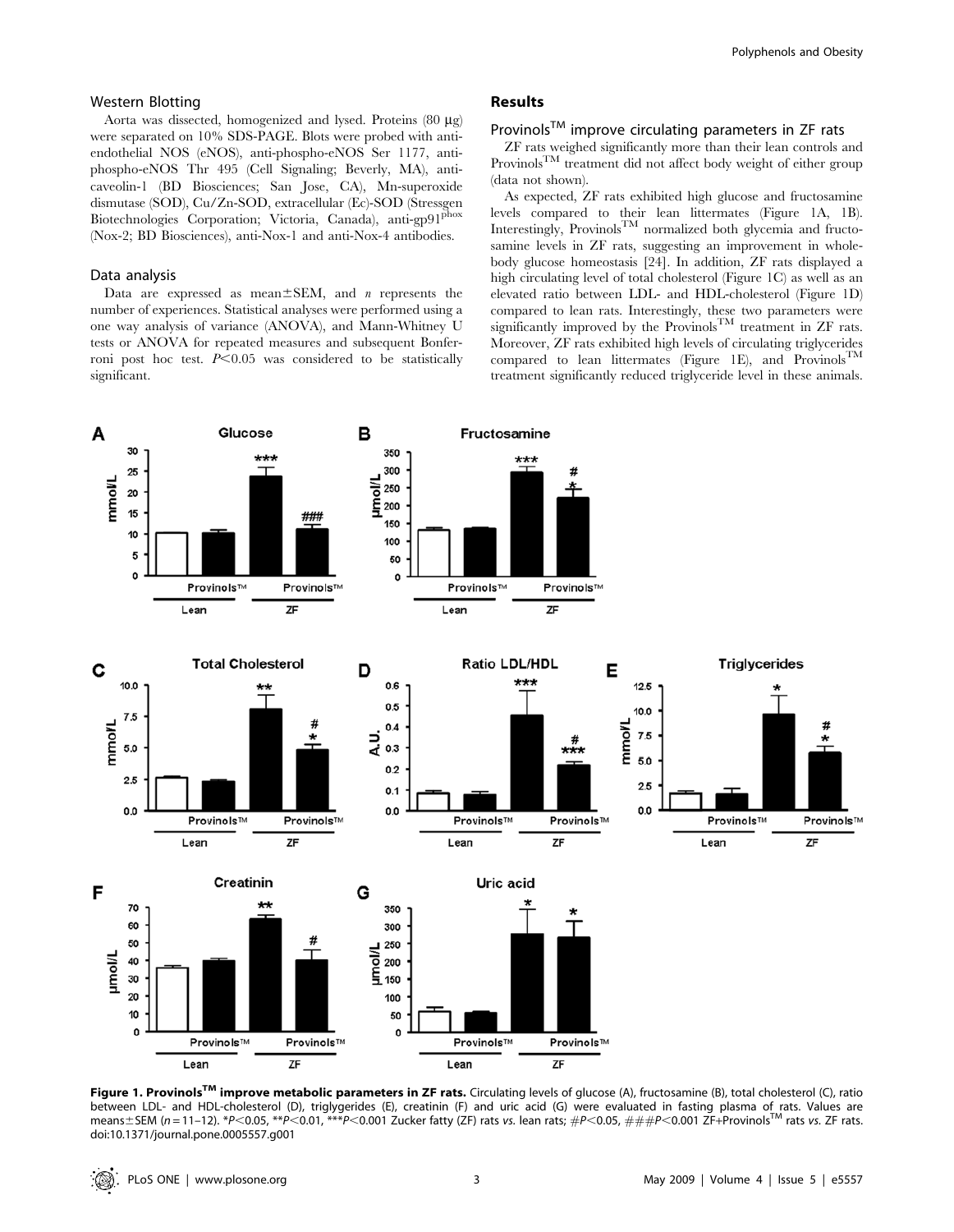### Western Blotting

Aorta was dissected, homogenized and lysed. Proteins (80 μg) were separated on 10% SDS-PAGE. Blots were probed with anti-endothelial NOS (eNOS), anti-phospho-eNOS Ser 1177, anti-phospho-eNOS Thr 495 (Cell Signaling; Beverly, MA), anti-caveolin-1 (BD Biosciences; San Jose, CA), Mn-superoxide dismutase (SOD), Cu/Zn-SOD, extracellular (Ec)-SOD (Stressgen Biotechnologies Corporation; Victoria, Canada), anti-gp91$^{phox}$ (Nox-2; BD Biosciences), anti-Nox-1 and anti-Nox-4 antibodies.

### Data analysis

Data are expressed as mean±SEM, and *n* represents the number of experiences. Statistical analyses were performed using a one way analysis of variance (ANOVA), and Mann-Whitney U tests or ANOVA for repeated measures and subsequent Bonferroni post hoc test. $P<0.05$ was considered to be statistically significant.

## Results

### Provinols™ improve circulating parameters in ZF rats

ZF rats weighed significantly more than their lean controls and Provinols™ treatment did not affect body weight of either group (data not shown).

As expected, ZF rats exhibited high glucose and fructosamine levels compared to their lean littermates (Figure 1A, 1B). Interestingly, Provinols™ normalized both glycemia and fructosamine levels in ZF rats, suggesting an improvement in whole-body glucose homeostasis [24]. In addition, ZF rats displayed a high circulating level of total cholesterol (Figure 1C) as well as an elevated ratio between LDL- and HDL-cholesterol (Figure 1D) compared to lean rats. Interestingly, these two parameters were significantly improved by the Provinols™ treatment in ZF rats. Moreover, ZF rats exhibited high levels of circulating triglycerides compared to lean littermates (Figure 1E), and Provinols™ treatment significantly reduced triglyceride level in these animals.

**Figure 1. Provinols™ improve metabolic parameters in ZF rats.** Circulating levels of glucose (A), fructosamine (B), total cholesterol (C), ratio between LDL- and HDL-cholesterol (D), triglycerides (E), creatinin (F) and uric acid (G) were evaluated in fasting plasma of rats. Values are means±SEM ($n=11$–$12$). *$P<0.05$, **$P<0.01$, ***$P<0.001$ Zucker fatty (ZF) rats *vs.* lean rats; #$P<0.05$, ###$P<0.001$ ZF+Provinols™ rats *vs.* ZF rats.
doi:10.1371/journal.pone.0005557.g001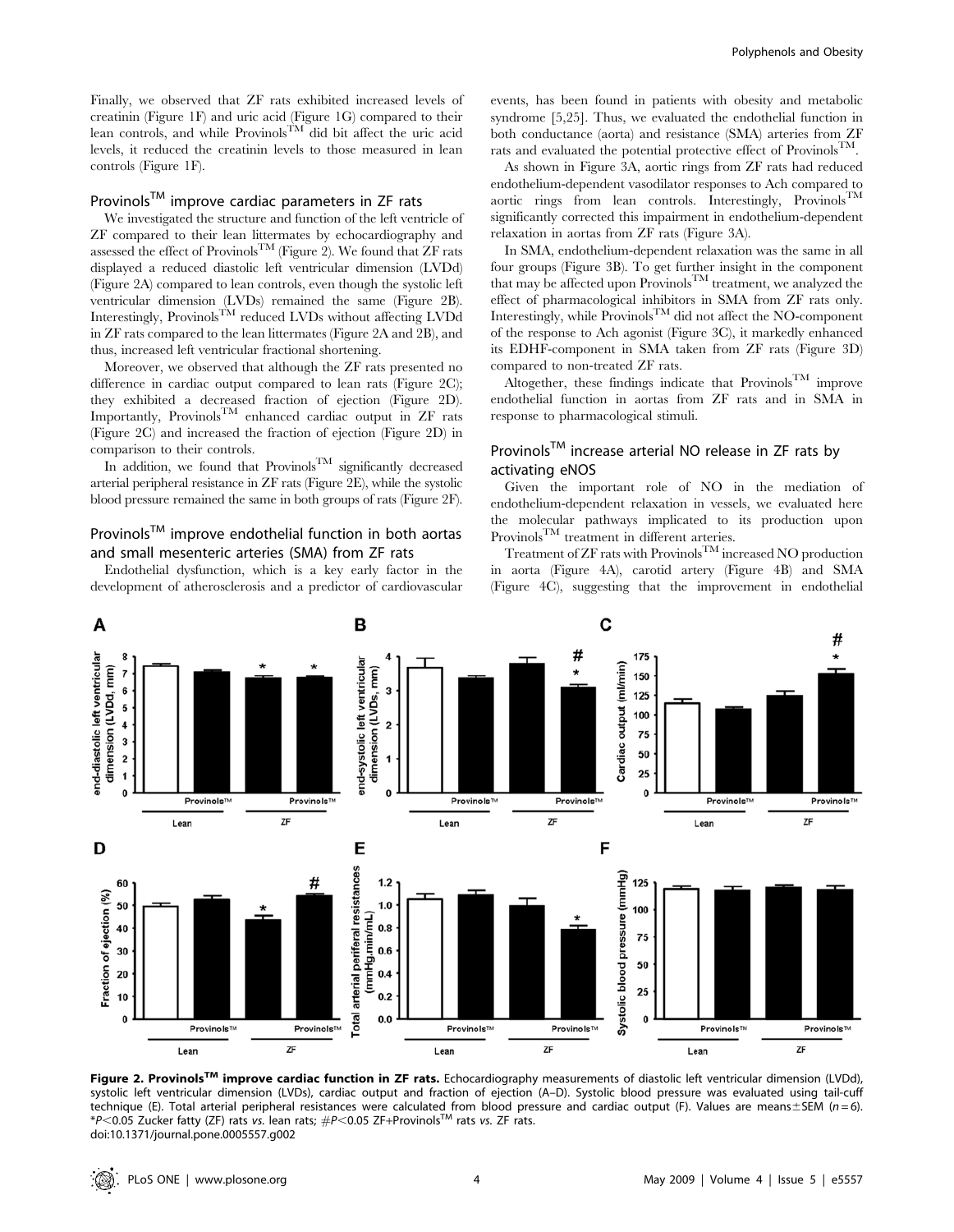Finally, we observed that ZF rats exhibited increased levels of creatinin (Figure 1F) and uric acid (Figure 1G) compared to their lean controls, and while Provinols$^{TM}$ did bit affect the uric acid levels, it reduced the creatinin levels to those measured in lean controls (Figure 1F).

## Provinols$^{TM}$ improve cardiac parameters in ZF rats

We investigated the structure and function of the left ventricle of ZF compared to their lean littermates by echocardiography and assessed the effect of Provinols$^{TM}$ (Figure 2). We found that ZF rats displayed a reduced diastolic left ventricular dimension (LVDd) (Figure 2A) compared to lean controls, even though the systolic left ventricular dimension (LVDs) remained the same (Figure 2B). Interestingly, Provinols$^{TM}$ reduced LVDs without affecting LVDd in ZF rats compared to the lean littermates (Figure 2A and 2B), and thus, increased left ventricular fractional shortening.

Moreover, we observed that although the ZF rats presented no difference in cardiac output compared to lean rats (Figure 2C); they exhibited a decreased fraction of ejection (Figure 2D). Importantly, Provinols$^{TM}$ enhanced cardiac output in ZF rats (Figure 2C) and increased the fraction of ejection (Figure 2D) in comparison to their controls.

In addition, we found that Provinols$^{TM}$ significantly decreased arterial peripheral resistance in ZF rats (Figure 2E), while the systolic blood pressure remained the same in both groups of rats (Figure 2F).

## Provinols$^{TM}$ improve endothelial function in both aortas and small mesenteric arteries (SMA) from ZF rats

Endothelial dysfunction, which is a key early factor in the development of atherosclerosis and a predictor of cardiovascular events, has been found in patients with obesity and metabolic syndrome [5,25]. Thus, we evaluated the endothelial function in both conductance (aorta) and resistance (SMA) arteries from ZF rats and evaluated the potential protective effect of Provinols$^{TM}$.

As shown in Figure 3A, aortic rings from ZF rats had reduced endothelium-dependent vasodilator responses to Ach compared to aortic rings from lean controls. Interestingly, Provinols$^{TM}$ significantly corrected this impairment in endothelium-dependent relaxation in aortas from ZF rats (Figure 3A).

In SMA, endothelium-dependent relaxation was the same in all four groups (Figure 3B). To get further insight in the component that may be affected upon Provinols$^{TM}$ treatment, we analyzed the effect of pharmacological inhibitors in SMA from ZF rats only. Interestingly, while Provinols$^{TM}$ did not affect the NO-component of the response to Ach agonist (Figure 3C), it markedly enhanced its EDHF-component in SMA taken from ZF rats (Figure 3D) compared to non-treated ZF rats.

Altogether, these findings indicate that Provinols$^{TM}$ improve endothelial function in aortas from ZF rats and in SMA in response to pharmacological stimuli.

## Provinols$^{TM}$ increase arterial NO release in ZF rats by activating eNOS

Given the important role of NO in the mediation of endothelium-dependent relaxation in vessels, we evaluated here the molecular pathways implicated to its production upon Provinols$^{TM}$ treatment in different arteries.

Treatment of ZF rats with Provinols$^{TM}$ increased NO production in aorta (Figure 4A), carotid artery (Figure 4B) and SMA (Figure 4C), suggesting that the improvement in endothelial

**Figure 2. Provinols$^{TM}$ improve cardiac function in ZF rats.** Echocardiography measurements of diastolic left ventricular dimension (LVDd), systolic left ventricular dimension (LVDs), cardiac output and fraction of ejection (A–D). Systolic blood pressure was evaluated using tail-cuff technique (E). Total arterial peripheral resistances were calculated from blood pressure and cardiac output (F). Values are means±SEM ($n=6$). *$P<0.05$ Zucker fatty (ZF) rats *vs.* lean rats; #$P<0.05$ ZF+Provinols$^{TM}$ rats *vs.* ZF rats.
doi:10.1371/journal.pone.0005557.g002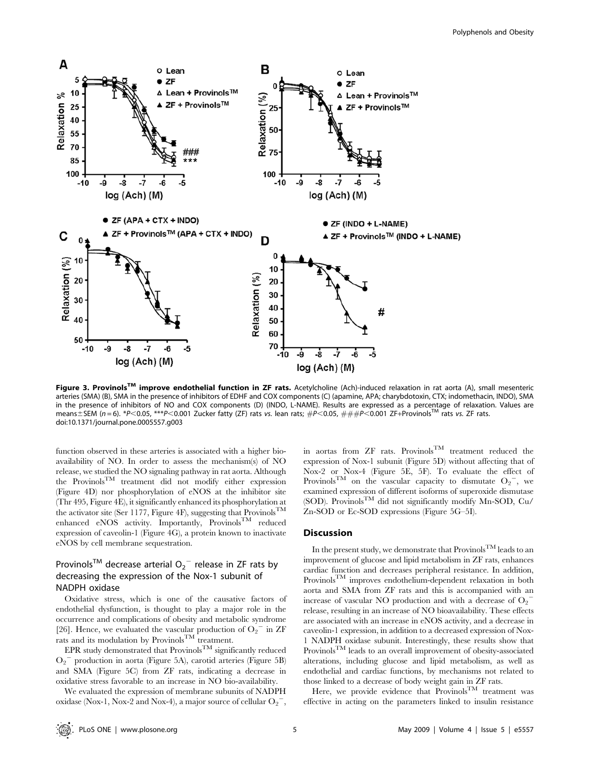**Figure 3. Provinols™ improve endothelial function in ZF rats.** Acetylcholine (Ach)-induced relaxation in rat aorta (A), small mesenteric arteries (SMA) (B), SMA in the presence of inhibitors of EDHF and COX components (C) (apamine, APA; charybdotoxin, CTX; indomethacin, INDO), SMA in the presence of inhibitors of NO and COX components (D) (INDO, L-NAME). Results are expressed as a percentage of relaxation. Values are means±SEM ($n = 6$). *$P<0.05$, ***$P<0.001$ Zucker fatty (ZF) rats *vs.* lean rats; #$P<0.05$, ###$P<0.001$ ZF+Provinols™ rats *vs.* ZF rats.
doi:10.1371/journal.pone.0005557.g003

function observed in these arteries is associated with a higher bioavailability of NO. In order to assess the mechanism(s) of NO release, we studied the NO signaling pathway in rat aorta. Although the Provinols™ treatment did not modify either expression (Figure 4D) nor phosphorylation of eNOS at the inhibitor site (Thr 495, Figure 4E), it significantly enhanced its phosphorylation at the activator site (Ser 1177, Figure 4F), suggesting that Provinols™ enhanced eNOS activity. Importantly, Provinols™ reduced expression of caveolin-1 (Figure 4G), a protein known to inactivate eNOS by cell membrane sequestration.

## Provinols™ decrease arterial $O_2^-$ release in ZF rats by decreasing the expression of the Nox-1 subunit of NADPH oxidase

Oxidative stress, which is one of the causative factors of endothelial dysfunction, is thought to play a major role in the occurrence and complications of obesity and metabolic syndrome [26]. Hence, we evaluated the vascular production of $O_2^-$ in ZF rats and its modulation by Provinols™ treatment.

EPR study demonstrated that Provinols™ significantly reduced $O_2^-$ production in aorta (Figure 5A), carotid arteries (Figure 5B) and SMA (Figure 5C) from ZF rats, indicating a decrease in oxidative stress favorable to an increase in NO bio-availability.

We evaluated the expression of membrane subunits of NADPH oxidase (Nox-1, Nox-2 and Nox-4), a major source of cellular $O_2^-$, in aortas from ZF rats. Provinols™ treatment reduced the expression of Nox-1 subunit (Figure 5D) without affecting that of Nox-2 or Nox-4 (Figure 5E, 5F). To evaluate the effect of Provinols™ on the vascular capacity to dismutate $O_2^-$, we examined expression of different isoforms of superoxide dismutase (SOD). Provinols™ did not significantly modify Mn-SOD, Cu/Zn-SOD or Ec-SOD expressions (Figure 5G–5I).

## Discussion

In the present study, we demonstrate that Provinols™ leads to an improvement of glucose and lipid metabolism in ZF rats, enhances cardiac function and decreases peripheral resistance. In addition, Provinols™ improves endothelium-dependent relaxation in both aorta and SMA from ZF rats and this is accompanied with an increase of vascular NO production and with a decrease of $O_2^-$ release, resulting in an increase of NO bioavailability. These effects are associated with an increase in eNOS activity, and a decrease in caveolin-1 expression, in addition to a decreased expression of Nox-1 NADPH oxidase subunit. Interestingly, these results show that Provinols™ leads to an overall improvement of obesity-associated alterations, including glucose and lipid metabolism, as well as endothelial and cardiac functions, by mechanisms not related to those linked to a decrease of body weight gain in ZF rats.

Here, we provide evidence that Provinols™ treatment was effective in acting on the parameters linked to insulin resistance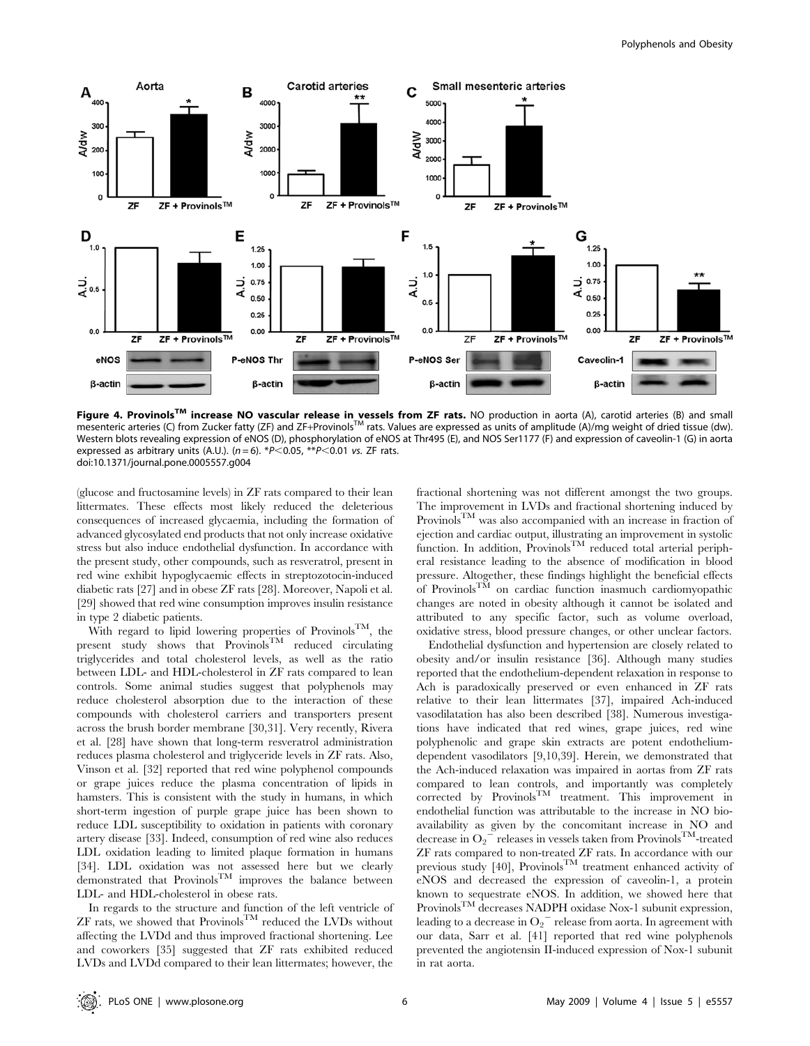**Figure 4. Provinols™ increase NO vascular release in vessels from ZF rats.** NO production in aorta (A), carotid arteries (B) and small mesenteric arteries (C) from Zucker fatty (ZF) and ZF+Provinols™ rats. Values are expressed as units of amplitude (A)/mg weight of dried tissue (dw). Western blots revealing expression of eNOS (D), phosphorylation of eNOS at Thr495 (E), and NOS Ser1177 (F) and expression of caveolin-1 (G) in aorta expressed as arbitrary units (A.U.). ($n = 6$). \*$P<0.05$, \*\*$P<0.01$ *vs.* ZF rats.
doi:10.1371/journal.pone.0005557.g004

(glucose and fructosamine levels) in ZF rats compared to their lean littermates. These effects most likely reduced the deleterious consequences of increased glycaemia, including the formation of advanced glycosylated end products that not only increase oxidative stress but also induce endothelial dysfunction. In accordance with the present study, other compounds, such as resveratrol, present in red wine exhibit hypoglycaemic effects in streptozotocin-induced diabetic rats [27] and in obese ZF rats [28]. Moreover, Napoli et al. [29] showed that red wine consumption improves insulin resistance in type 2 diabetic patients.

With regard to lipid lowering properties of Provinols™, the present study shows that Provinols™ reduced circulating triglycerides and total cholesterol levels, as well as the ratio between LDL- and HDL-cholesterol in ZF rats compared to lean controls. Some animal studies suggest that polyphenols may reduce cholesterol absorption due to the interaction of these compounds with cholesterol carriers and transporters present across the brush border membrane [30,31]. Very recently, Rivera et al. [28] have shown that long-term resveratrol administration reduces plasma cholesterol and triglyceride levels in ZF rats. Also, Vinson et al. [32] reported that red wine polyphenol compounds or grape juices reduce the plasma concentration of lipids in hamsters. This is consistent with the study in humans, in which short-term ingestion of purple grape juice has been shown to reduce LDL susceptibility to oxidation in patients with coronary artery disease [33]. Indeed, consumption of red wine also reduces LDL oxidation leading to limited plaque formation in humans [34]. LDL oxidation was not assessed here but we clearly demonstrated that Provinols™ improves the balance between LDL- and HDL-cholesterol in obese rats.

In regards to the structure and function of the left ventricle of ZF rats, we showed that Provinols™ reduced the LVDs without affecting the LVDd and thus improved fractional shortening. Lee and coworkers [35] suggested that ZF rats exhibited reduced LVDs and LVDd compared to their lean littermates; however, the fractional shortening was not different amongst the two groups. The improvement in LVDs and fractional shortening induced by Provinols™ was also accompanied with an increase in fraction of ejection and cardiac output, illustrating an improvement in systolic function. In addition, Provinols™ reduced total arterial peripheral resistance leading to the absence of modification in blood pressure. Altogether, these findings highlight the beneficial effects of Provinols™ on cardiac function inasmuch cardiomyopathic changes are noted in obesity although it cannot be isolated and attributed to any specific factor, such as volume overload, oxidative stress, blood pressure changes, or other unclear factors.

Endothelial dysfunction and hypertension are closely related to obesity and/or insulin resistance [36]. Although many studies reported that the endothelium-dependent relaxation in response to Ach is paradoxically preserved or even enhanced in ZF rats relative to their lean littermates [37], impaired Ach-induced vasodilatation has also been described [38]. Numerous investigations have indicated that red wines, grape juices, red wine polyphenolic and grape skin extracts are potent endothelium-dependent vasodilators [9,10,39]. Herein, we demonstrated that the Ach-induced relaxation was impaired in aortas from ZF rats compared to lean controls, and importantly was completely corrected by Provinols™ treatment. This improvement in endothelial function was attributable to the increase in NO bioavailability as given by the concomitant increase in NO and decrease in $O_2^-$ releases in vessels taken from Provinols™-treated ZF rats compared to non-treated ZF rats. In accordance with our previous study [40], Provinols™ treatment enhanced activity of eNOS and decreased the expression of caveolin-1, a protein known to sequestrate eNOS. In addition, we showed here that Provinols™ decreases NADPH oxidase Nox-1 subunit expression, leading to a decrease in $O_2^-$ release from aorta. In agreement with our data, Sarr et al. [41] reported that red wine polyphenols prevented the angiotensin II-induced expression of Nox-1 subunit in rat aorta.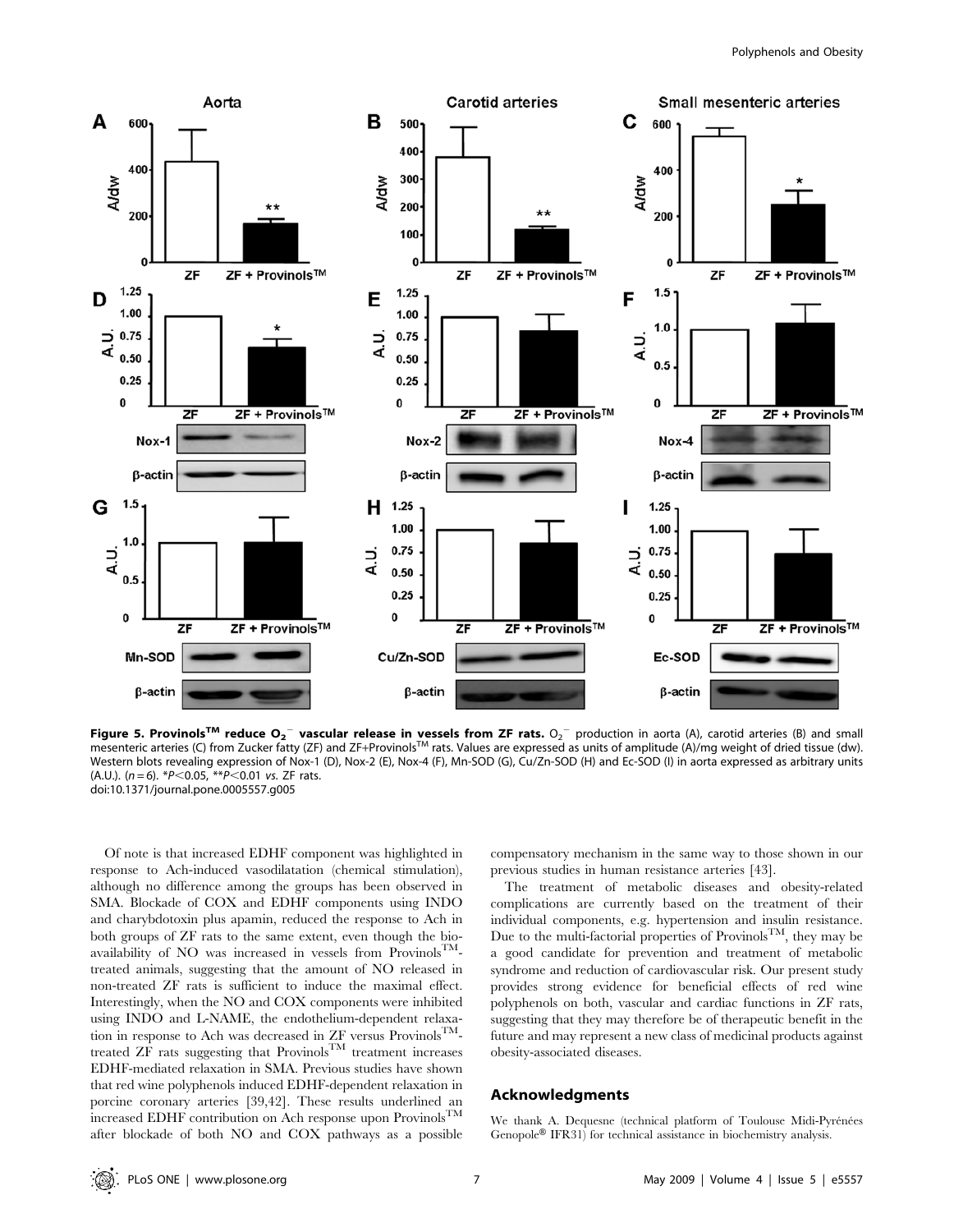**Figure 5. Provinols™ reduce $O_2^-$ vascular release in vessels from ZF rats.** $O_2^-$ production in aorta (A), carotid arteries (B) and small mesenteric arteries (C) from Zucker fatty (ZF) and ZF+Provinols™ rats. Values are expressed as units of amplitude (A)/mg weight of dried tissue (dw). Western blots revealing expression of Nox-1 (D), Nox-2 (E), Nox-4 (F), Mn-SOD (G), Cu/Zn-SOD (H) and Ec-SOD (I) in aorta expressed as arbitrary units (A.U.). ($n = 6$). *$P<0.05$, **$P<0.01$ *vs.* ZF rats.
doi:10.1371/journal.pone.0005557.g005

Of note is that increased EDHF component was highlighted in response to Ach-induced vasodilatation (chemical stimulation), although no difference among the groups has been observed in SMA. Blockade of COX and EDHF components using INDO and charybdotoxin plus apamin, reduced the response to Ach in both groups of ZF rats to the same extent, even though the bioavailability of NO was increased in vessels from Provinols™-treated animals, suggesting that the amount of NO released in non-treated ZF rats is sufficient to induce the maximal effect. Interestingly, when the NO and COX components were inhibited using INDO and L-NAME, the endothelium-dependent relaxation in response to Ach was decreased in ZF versus Provinols™-treated ZF rats suggesting that Provinols™ treatment increases EDHF-mediated relaxation in SMA. Previous studies have shown that red wine polyphenols induced EDHF-dependent relaxation in porcine coronary arteries [39,42]. These results underlined an increased EDHF contribution on Ach response upon Provinols™ after blockade of both NO and COX pathways as a possible compensatory mechanism in the same way to those shown in our previous studies in human resistance arteries [43].

The treatment of metabolic diseases and obesity-related complications are currently based on the treatment of their individual components, e.g. hypertension and insulin resistance. Due to the multi-factorial properties of Provinols™, they may be a good candidate for prevention and treatment of metabolic syndrome and reduction of cardiovascular risk. Our present study provides strong evidence for beneficial effects of red wine polyphenols on both, vascular and cardiac functions in ZF rats, suggesting that they may therefore be of therapeutic benefit in the future and may represent a new class of medicinal products against obesity-associated diseases.

## Acknowledgments

We thank A. Dequesne (technical platform of Toulouse Midi-Pyrénées Genopole® IFR31) for technical assistance in biochemistry analysis.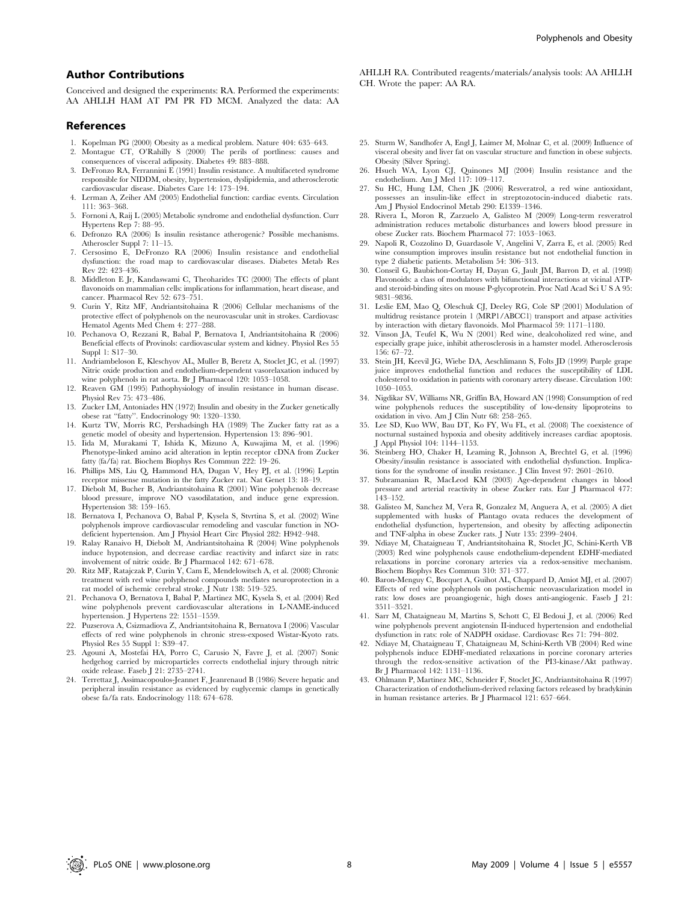## Author Contributions

Conceived and designed the experiments: RA. Performed the experiments: AA AHLLH HAM AT PM PR FD MCM. Analyzed the data: AA AHLLH RA. Contributed reagents/materials/analysis tools: AA AHLLH CH. Wrote the paper: AA RA.

## References

1. Kopelman PG (2000) Obesity as a medical problem. Nature 404: 635–643.
2. Montague CT, O'Rahilly S (2000) The perils of portliness: causes and consequences of visceral adiposity. Diabetes 49: 883–888.
3. DeFronzo RA, Ferrannini E (1991) Insulin resistance. A multifaceted syndrome responsible for NIDDM, obesity, hypertension, dyslipidemia, and atherosclerotic cardiovascular disease. Diabetes Care 14: 173–194.
4. Lerman A, Zeiher AM (2005) Endothelial function: cardiac events. Circulation 111: 363–368.
5. Fornoni A, Raij L (2005) Metabolic syndrome and endothelial dysfunction. Curr Hypertens Rep 7: 88–95.
6. Defronzo RA (2006) Is insulin resistance atherogenic? Possible mechanisms. Atheroscler Suppl 7: 11–15.
7. Cersosimo E, DeFronzo RA (2006) Insulin resistance and endothelial dysfunction: the road map to cardiovascular diseases. Diabetes Metab Res Rev 22: 423–436.
8. Middleton E Jr, Kandaswami C, Theoharides TC (2000) The effects of plant flavonoids on mammalian cells: implications for inflammation, heart disease, and cancer. Pharmacol Rev 52: 673–751.
9. Curin Y, Ritz MF, Andriantsitohaina R (2006) Cellular mechanisms of the protective effect of polyphenols on the neurovascular unit in strokes. Cardiovasc Hematol Agents Med Chem 4: 277–288.
10. Pechanova O, Rezzani R, Babal P, Bernatova I, Andriantsitohaina R (2006) Beneficial effects of Provinols: cardiovascular system and kidney. Physiol Res 55 Suppl 1: S17–30.
11. Andriambeloson E, Kleschyov AL, Muller B, Beretz A, Stoclet JC, et al. (1997) Nitric oxide production and endothelium-dependent vasorelaxation induced by wine polyphenols in rat aorta. Br J Pharmacol 120: 1053–1058.
12. Reaven GM (1995) Pathophysiology of insulin resistance in human disease. Physiol Rev 75: 473–486.
13. Zucker LM, Antoniades HN (1972) Insulin and obesity in the Zucker genetically obese rat "fatty". Endocrinology 90: 1320–1330.
14. Kurtz TW, Morris RC, Pershadsingh HA (1989) The Zucker fatty rat as a genetic model of obesity and hypertension. Hypertension 13: 896–901.
15. Iida M, Murakami T, Ishida K, Mizuno A, Kuwajima M, et al. (1996) Phenotype-linked amino acid alteration in leptin receptor cDNA from Zucker fatty (fa/fa) rat. Biochem Biophys Res Commun 222: 19–26.
16. Phillips MS, Liu Q, Hammond HA, Dugan V, Hey PJ, et al. (1996) Leptin receptor missense mutation in the fatty Zucker rat. Nat Genet 13: 18–19.
17. Diebolt M, Bucher B, Andriantsitohaina R (2001) Wine polyphenols decrease blood pressure, improve NO vasodilatation, and induce gene expression. Hypertension 38: 159–165.
18. Bernatova I, Pechanova O, Babal P, Kysela S, Stvrtina S, et al. (2002) Wine polyphenols improve cardiovascular remodeling and vascular function in NO-deficient hypertension. Am J Physiol Heart Circ Physiol 282: H942–948.
19. Ralay Ranaivo H, Diebolt M, Andriantsitohaina R (2004) Wine polyphenols induce hypotension, and decrease cardiac reactivity and infarct size in rats: involvement of nitric oxide. Br J Pharmacol 142: 671–678.
20. Ritz MF, Ratajczak P, Curin Y, Cam E, Mendelowitsch A, et al. (2008) Chronic treatment with red wine polyphenol compounds mediates neuroprotection in a rat model of ischemic cerebral stroke. J Nutr 138: 519–525.
21. Pechanova O, Bernatova I, Babal P, Martinez MC, Kysela S, et al. (2004) Red wine polyphenols prevent cardiovascular alterations in L-NAME-induced hypertension. J Hypertens 22: 1551–1559.
22. Puzserova A, Csizmadiova Z, Andriantsitohaina R, Bernatova I (2006) Vascular effects of red wine polyphenols in chronic stress-exposed Wistar-Kyoto rats. Physiol Res 55 Suppl 1: S39–47.
23. Agouni A, Mostefai HA, Porro C, Carusio N, Favre J, et al. (2007) Sonic hedgehog carried by microparticles corrects endothelial injury through nitric oxide release. Faseb J 21: 2735–2741.
24. Terrettaz J, Assimacopoulos-Jeannet F, Jeanrenaud B (1986) Severe hepatic and peripheral insulin resistance as evidenced by euglycemic clamps in genetically obese fa/fa rats. Endocrinology 118: 674–678.
25. Sturm W, Sandhofer A, Engl J, Laimer M, Molnar C, et al. (2009) Influence of visceral obesity and liver fat on vascular structure and function in obese subjects. Obesity (Silver Spring).
26. Hsueh WA, Lyon CJ, Quinones MJ (2004) Insulin resistance and the endothelium. Am J Med 117: 109–117.
27. Su HC, Hung LM, Chen JK (2006) Resveratrol, a red wine antioxidant, possesses an insulin-like effect in streptozotocin-induced diabetic rats. Am J Physiol Endocrinol Metab 290: E1339–1346.
28. Rivera L, Moron R, Zarzuelo A, Galisteo M (2009) Long-term resveratrol administration reduces metabolic disturbances and lowers blood pressure in obese Zucker rats. Biochem Pharmacol 77: 1053–1063.
29. Napoli R, Cozzolino D, Guardasole V, Angelini V, Zarra E, et al. (2005) Red wine consumption improves insulin resistance but not endothelial function in type 2 diabetic patients. Metabolism 54: 306–313.
30. Conseil G, Baubichon-Cortay H, Dayan G, Jault JM, Barron D, et al. (1998) Flavonoids: a class of modulators with bifunctional interactions at vicinal ATP- and steroid-binding sites on mouse P-glycoprotein. Proc Natl Acad Sci U S A 95: 9831–9836.
31. Leslie EM, Mao Q, Oleschuk CJ, Deeley RG, Cole SP (2001) Modulation of multidrug resistance protein 1 (MRP1/ABCC1) transport and atpase activities by interaction with dietary flavonoids. Mol Pharmacol 59: 1171–1180.
32. Vinson JA, Teufel K, Wu N (2001) Red wine, dealcoholized red wine, and especially grape juice, inhibit atherosclerosis in a hamster model. Atherosclerosis 156: 67–72.
33. Stein JH, Keevil JG, Wiebe DA, Aeschlimann S, Folts JD (1999) Purple grape juice improves endothelial function and reduces the susceptibility of LDL cholesterol to oxidation in patients with coronary artery disease. Circulation 100: 1050–1055.
34. Nigdikar SV, Williams NR, Griffin BA, Howard AN (1998) Consumption of red wine polyphenols reduces the susceptibility of low-density lipoproteins to oxidation in vivo. Am J Clin Nutr 68: 258–265.
35. Lee SD, Kuo WW, Bau DT, Ko FY, Wu FL, et al. (2008) The coexistence of nocturnal sustained hypoxia and obesity additively increases cardiac apoptosis. J Appl Physiol 104: 1144–1153.
36. Steinberg HO, Chaker H, Leaming R, Johnson A, Brechtel G, et al. (1996) Obesity/insulin resistance is associated with endothelial dysfunction. Implications for the syndrome of insulin resistance. J Clin Invest 97: 2601–2610.
37. Subramanian R, MacLeod KM (2003) Age-dependent changes in blood pressure and arterial reactivity in obese Zucker rats. Eur J Pharmacol 477: 143–152.
38. Galisteo M, Sanchez M, Vera R, Gonzalez M, Anguera A, et al. (2005) A diet supplemented with husks of Plantago ovata reduces the development of endothelial dysfunction, hypertension, and obesity by affecting adiponectin and TNF-alpha in obese Zucker rats. J Nutr 135: 2399–2404.
39. Ndiaye M, Chataigneau T, Andriantsitohaina R, Stoclet JC, Schini-Kerth VB (2003) Red wine polyphenols cause endothelium-dependent EDHF-mediated relaxations in porcine coronary arteries via a redox-sensitive mechanism. Biochem Biophys Res Commun 310: 371–377.
40. Baron-Menguy C, Bocquet A, Guihot AL, Chappard D, Amiot MJ, et al. (2007) Effects of red wine polyphenols on postischemic neovascularization model in rats: low doses are proangiogenic, high doses anti-angiogenic. Faseb J 21: 3511–3521.
41. Sarr M, Chataigneau M, Martins S, Schott C, El Bedoui J, et al. (2006) Red wine polyphenols prevent angiotensin II-induced hypertension and endothelial dysfunction in rats: role of NADPH oxidase. Cardiovasc Res 71: 794–802.
42. Ndiaye M, Chataigneau T, Chataigneau M, Schini-Kerth VB (2004) Red wine polyphenols induce EDHF-mediated relaxations in porcine coronary arteries through the redox-sensitive activation of the PI3-kinase/Akt pathway. Br J Pharmacol 142: 1131–1136.
43. Ohlmann P, Martinez MC, Schneider F, Stoclet JC, Andriantsitohaina R (1997) Characterization of endothelium-derived relaxing factors released by bradykinin in human resistance arteries. Br J Pharmacol 121: 657–664.